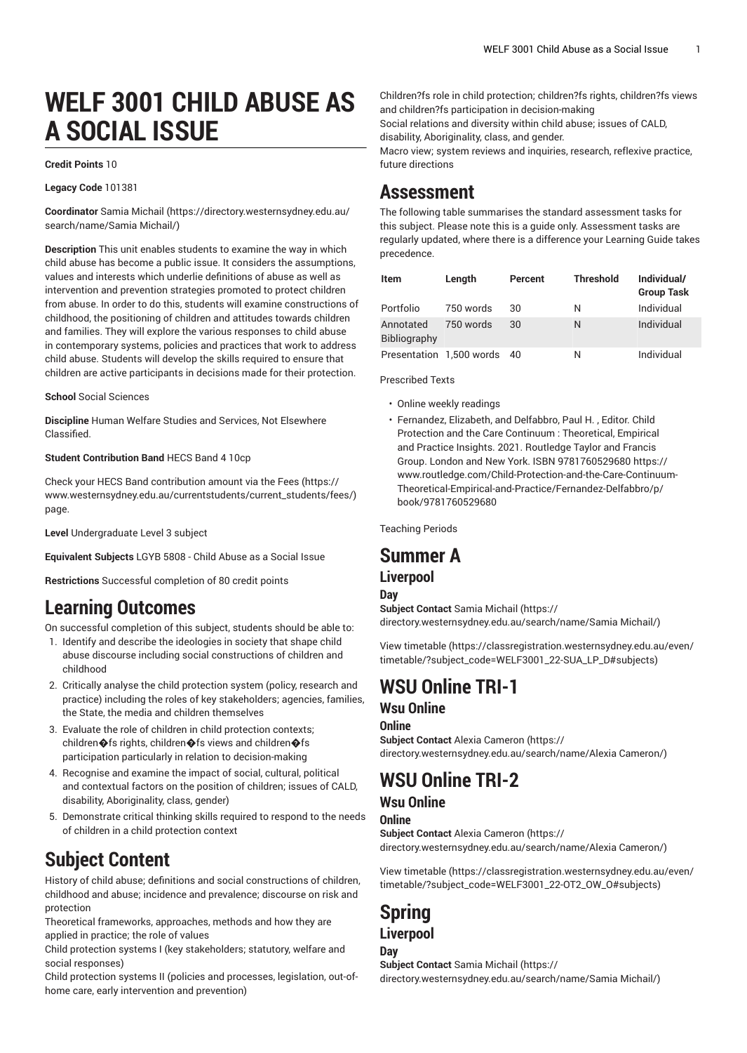# WELF 3001 CHILD ABUSE AS A SOCIAL ISSUE

**Credit Points** 10

**Legacy Code** 101381

**Coordinator** Samia Michail (https://directory.westernsydney.edu.au/search/name/Samia Michail/)

**Description** This unit enables students to examine the way in which child abuse has become a public issue. It considers the assumptions, values and interests which underlie definitions of abuse as well as intervention and prevention strategies promoted to protect children from abuse. In order to do this, students will examine constructions of childhood, the positioning of children and attitudes towards children and families. They will explore the various responses to child abuse in contemporary systems, policies and practices that work to address child abuse. Students will develop the skills required to ensure that children are active participants in decisions made for their protection.

**School** Social Sciences

**Discipline** Human Welfare Studies and Services, Not Elsewhere Classified.

**Student Contribution Band** HECS Band 4 10cp

Check your HECS Band contribution amount via the Fees (https://www.westernsydney.edu.au/currentstudents/current_students/fees/) page.

**Level** Undergraduate Level 3 subject

**Equivalent Subjects** LGYB 5808 - Child Abuse as a Social Issue

**Restrictions** Successful completion of 80 credit points

## Learning Outcomes

On successful completion of this subject, students should be able to:

1. Identify and describe the ideologies in society that shape child abuse discourse including social constructions of children and childhood
2. Critically analyse the child protection system (policy, research and practice) including the roles of key stakeholders; agencies, families, the State, the media and children themselves
3. Evaluate the role of children in child protection contexts; children�fs rights, children�fs views and children�fs participation particularly in relation to decision-making
4. Recognise and examine the impact of social, cultural, political and contextual factors on the position of children; issues of CALD, disability, Aboriginality, class, gender)
5. Demonstrate critical thinking skills required to respond to the needs of children in a child protection context

## Subject Content

History of child abuse; definitions and social constructions of children, childhood and abuse; incidence and prevalence; discourse on risk and protection
Theoretical frameworks, approaches, methods and how they are applied in practice; the role of values
Child protection systems I (key stakeholders; statutory, welfare and social responses)
Child protection systems II (policies and processes, legislation, out-of-home care, early intervention and prevention)
Children?fs role in child protection; children?fs rights, children?fs views and children?fs participation in decision-making
Social relations and diversity within child abuse; issues of CALD, disability, Aboriginality, class, and gender.
Macro view; system reviews and inquiries, research, reflexive practice, future directions

## Assessment

The following table summarises the standard assessment tasks for this subject. Please note this is a guide only. Assessment tasks are regularly updated, where there is a difference your Learning Guide takes precedence.

| Item | Length | Percent | Threshold | Individual/ Group Task |
|---|---|---|---|---|
| Portfolio | 750 words | 30 | N | Individual |
| Annotated Bibliography | 750 words | 30 | N | Individual |
| Presentation | 1,500 words | 40 | N | Individual |

Prescribed Texts

- Online weekly readings
- Fernandez, Elizabeth, and Delfabbro, Paul H. , Editor. Child Protection and the Care Continuum : Theoretical, Empirical and Practice Insights. 2021. Routledge Taylor and Francis Group. London and New York. ISBN 9781760529680 https://www.routledge.com/Child-Protection-and-the-Care-Continuum-Theoretical-Empirical-and-Practice/Fernandez-Delfabbro/p/book/9781760529680

Teaching Periods

## Summer A

### Liverpool

#### Day

**Subject Contact** Samia Michail (https://directory.westernsydney.edu.au/search/name/Samia Michail/)

View timetable (https://classregistration.westernsydney.edu.au/even/timetable/?subject_code=WELF3001_22-SUA_LP_D#subjects)

## WSU Online TRI-1

### Wsu Online

#### Online

**Subject Contact** Alexia Cameron (https://directory.westernsydney.edu.au/search/name/Alexia Cameron/)

## WSU Online TRI-2

### Wsu Online

#### Online

**Subject Contact** Alexia Cameron (https://directory.westernsydney.edu.au/search/name/Alexia Cameron/)

View timetable (https://classregistration.westernsydney.edu.au/even/timetable/?subject_code=WELF3001_22-OT2_OW_O#subjects)

## Spring

### Liverpool

#### Day

**Subject Contact** Samia Michail (https://directory.westernsydney.edu.au/search/name/Samia Michail/)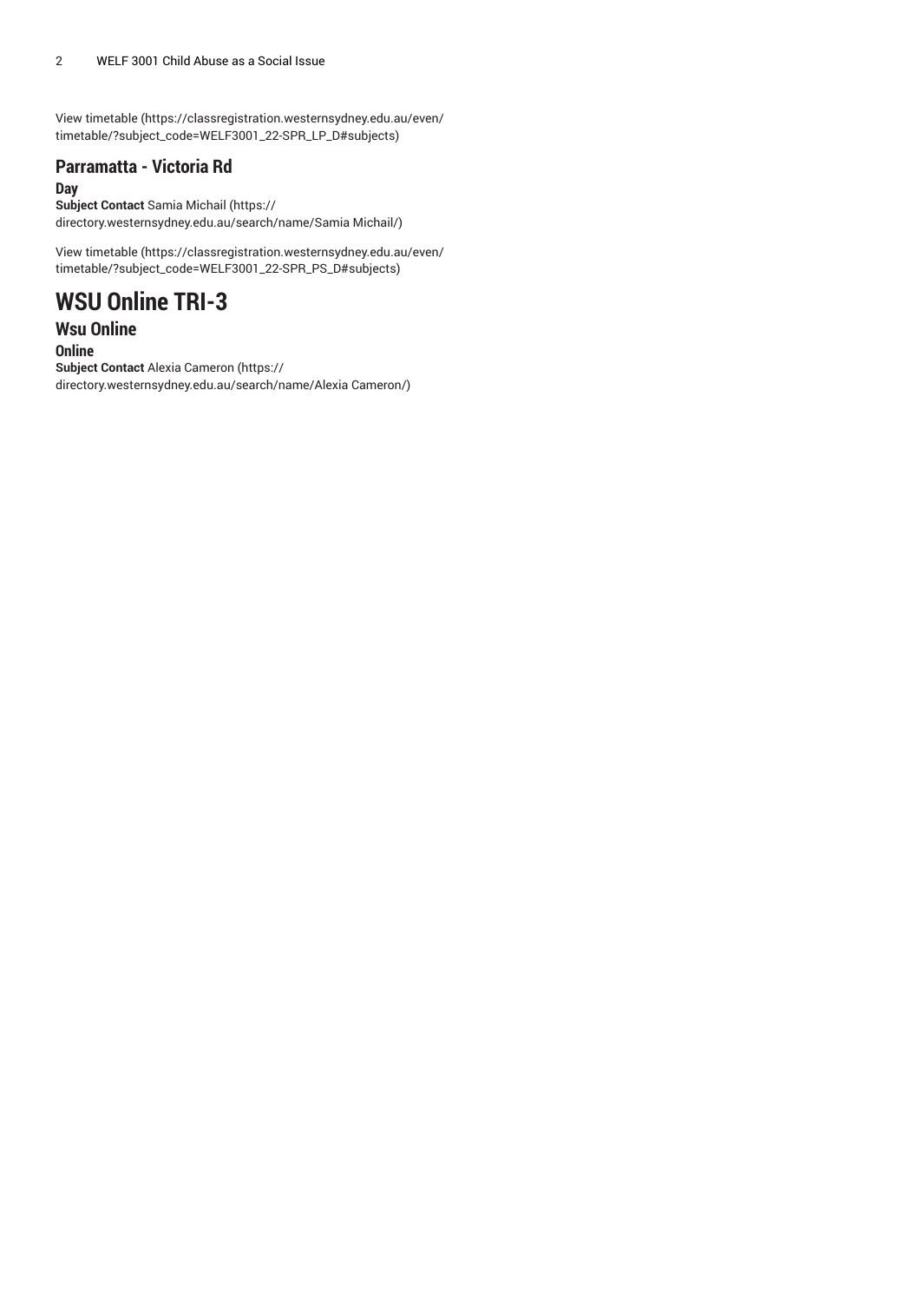View timetable (https://classregistration.westernsydney.edu.au/even/timetable/?subject_code=WELF3001_22-SPR_LP_D#subjects)

### Parramatta - Victoria Rd

#### Day

**Subject Contact** Samia Michail (https://directory.westernsydney.edu.au/search/name/Samia Michail/)

View timetable (https://classregistration.westernsydney.edu.au/even/timetable/?subject_code=WELF3001_22-SPR_PS_D#subjects)

## WSU Online TRI-3

### Wsu Online

#### Online

**Subject Contact** Alexia Cameron (https://directory.westernsydney.edu.au/search/name/Alexia Cameron/)